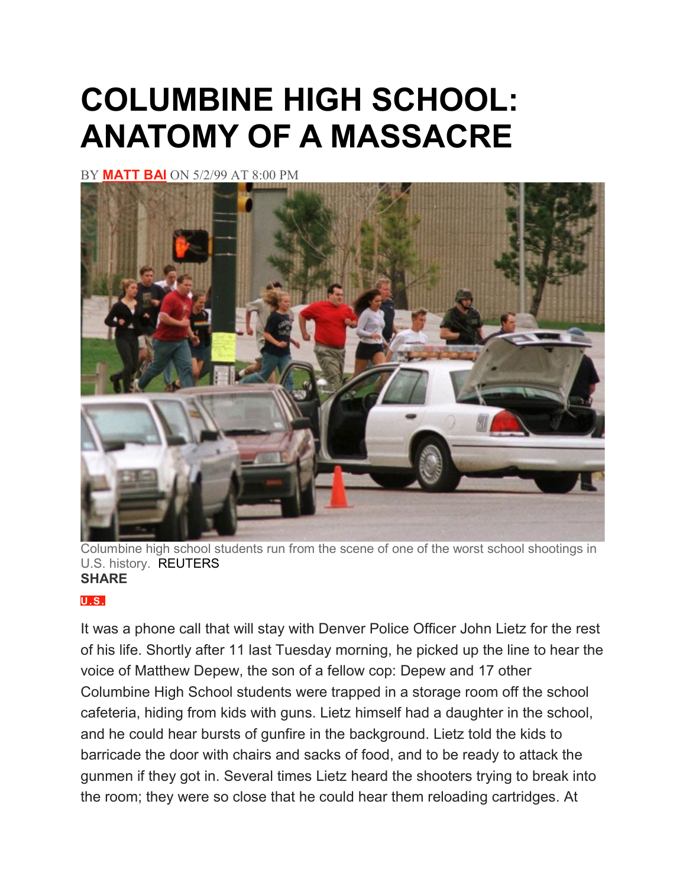# COLUMBINE HIGH SCHOOL: ANATOMY OF A MASSACRE

BY **MATT BAI** ON 5/2/99 AT 8:00 PM

Columbine high school students run from the scene of one of the worst school shootings in U.S. history. REUTERS

**SHARE**

**U.S.**

It was a phone call that will stay with Denver Police Officer John Lietz for the rest of his life. Shortly after 11 last Tuesday morning, he picked up the line to hear the voice of Matthew Depew, the son of a fellow cop: Depew and 17 other Columbine High School students were trapped in a storage room off the school cafeteria, hiding from kids with guns. Lietz himself had a daughter in the school, and he could hear bursts of gunfire in the background. Lietz told the kids to barricade the door with chairs and sacks of food, and to be ready to attack the gunmen if they got in. Several times Lietz heard the shooters trying to break into the room; they were so close that he could hear them reloading cartridges. At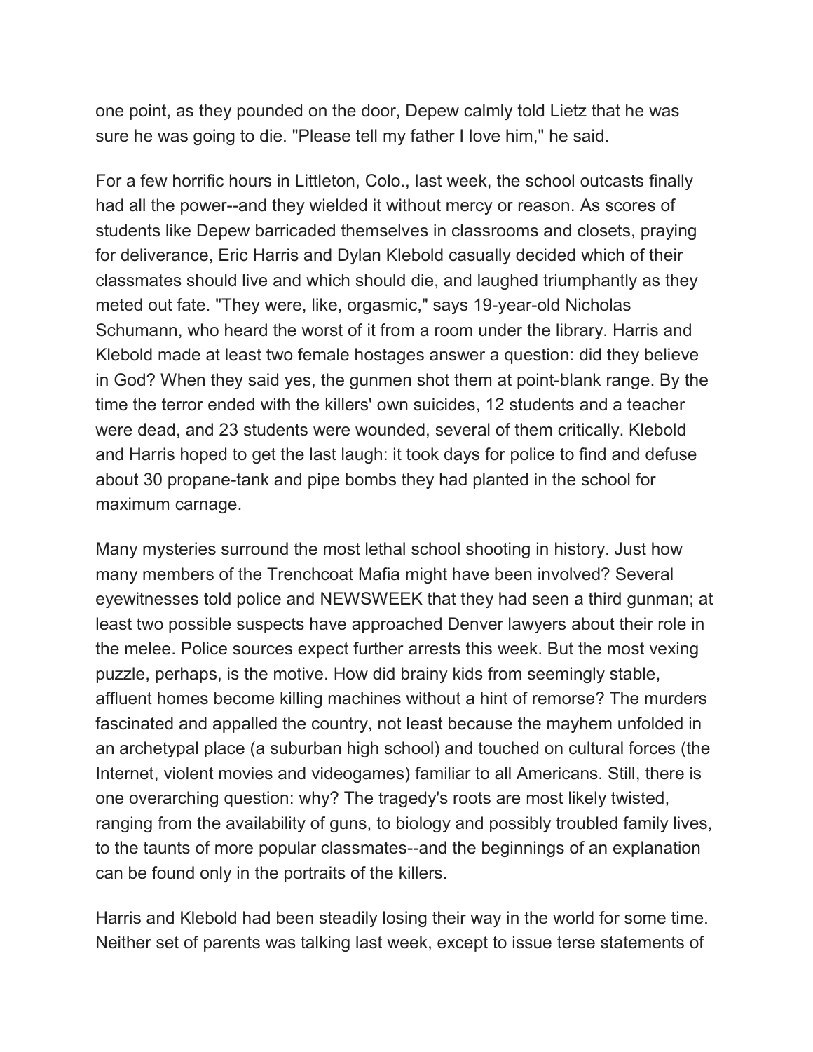one point, as they pounded on the door, Depew calmly told Lietz that he was sure he was going to die. "Please tell my father I love him," he said.

For a few horrific hours in Littleton, Colo., last week, the school outcasts finally had all the power--and they wielded it without mercy or reason. As scores of students like Depew barricaded themselves in classrooms and closets, praying for deliverance, Eric Harris and Dylan Klebold casually decided which of their classmates should live and which should die, and laughed triumphantly as they meted out fate. "They were, like, orgasmic," says 19-year-old Nicholas Schumann, who heard the worst of it from a room under the library. Harris and Klebold made at least two female hostages answer a question: did they believe in God? When they said yes, the gunmen shot them at point-blank range. By the time the terror ended with the killers' own suicides, 12 students and a teacher were dead, and 23 students were wounded, several of them critically. Klebold and Harris hoped to get the last laugh: it took days for police to find and defuse about 30 propane-tank and pipe bombs they had planted in the school for maximum carnage.

Many mysteries surround the most lethal school shooting in history. Just how many members of the Trenchcoat Mafia might have been involved? Several eyewitnesses told police and NEWSWEEK that they had seen a third gunman; at least two possible suspects have approached Denver lawyers about their role in the melee. Police sources expect further arrests this week. But the most vexing puzzle, perhaps, is the motive. How did brainy kids from seemingly stable, affluent homes become killing machines without a hint of remorse? The murders fascinated and appalled the country, not least because the mayhem unfolded in an archetypal place (a suburban high school) and touched on cultural forces (the Internet, violent movies and videogames) familiar to all Americans. Still, there is one overarching question: why? The tragedy's roots are most likely twisted, ranging from the availability of guns, to biology and possibly troubled family lives, to the taunts of more popular classmates--and the beginnings of an explanation can be found only in the portraits of the killers.

Harris and Klebold had been steadily losing their way in the world for some time. Neither set of parents was talking last week, except to issue terse statements of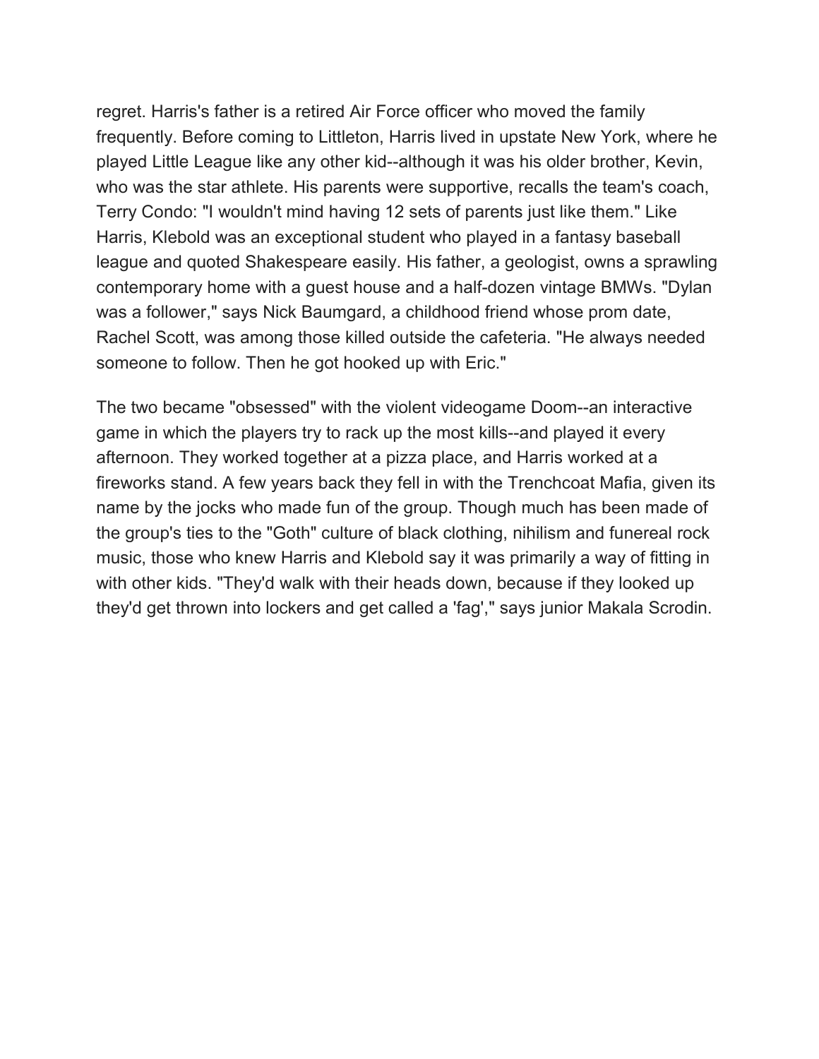regret. Harris's father is a retired Air Force officer who moved the family frequently. Before coming to Littleton, Harris lived in upstate New York, where he played Little League like any other kid--although it was his older brother, Kevin, who was the star athlete. His parents were supportive, recalls the team's coach, Terry Condo: "I wouldn't mind having 12 sets of parents just like them." Like Harris, Klebold was an exceptional student who played in a fantasy baseball league and quoted Shakespeare easily. His father, a geologist, owns a sprawling contemporary home with a guest house and a half-dozen vintage BMWs. "Dylan was a follower," says Nick Baumgard, a childhood friend whose prom date, Rachel Scott, was among those killed outside the cafeteria. "He always needed someone to follow. Then he got hooked up with Eric."

The two became "obsessed" with the violent videogame Doom--an interactive game in which the players try to rack up the most kills--and played it every afternoon. They worked together at a pizza place, and Harris worked at a fireworks stand. A few years back they fell in with the Trenchcoat Mafia, given its name by the jocks who made fun of the group. Though much has been made of the group's ties to the "Goth" culture of black clothing, nihilism and funereal rock music, those who knew Harris and Klebold say it was primarily a way of fitting in with other kids. "They'd walk with their heads down, because if they looked up they'd get thrown into lockers and get called a 'fag'," says junior Makala Scrodin.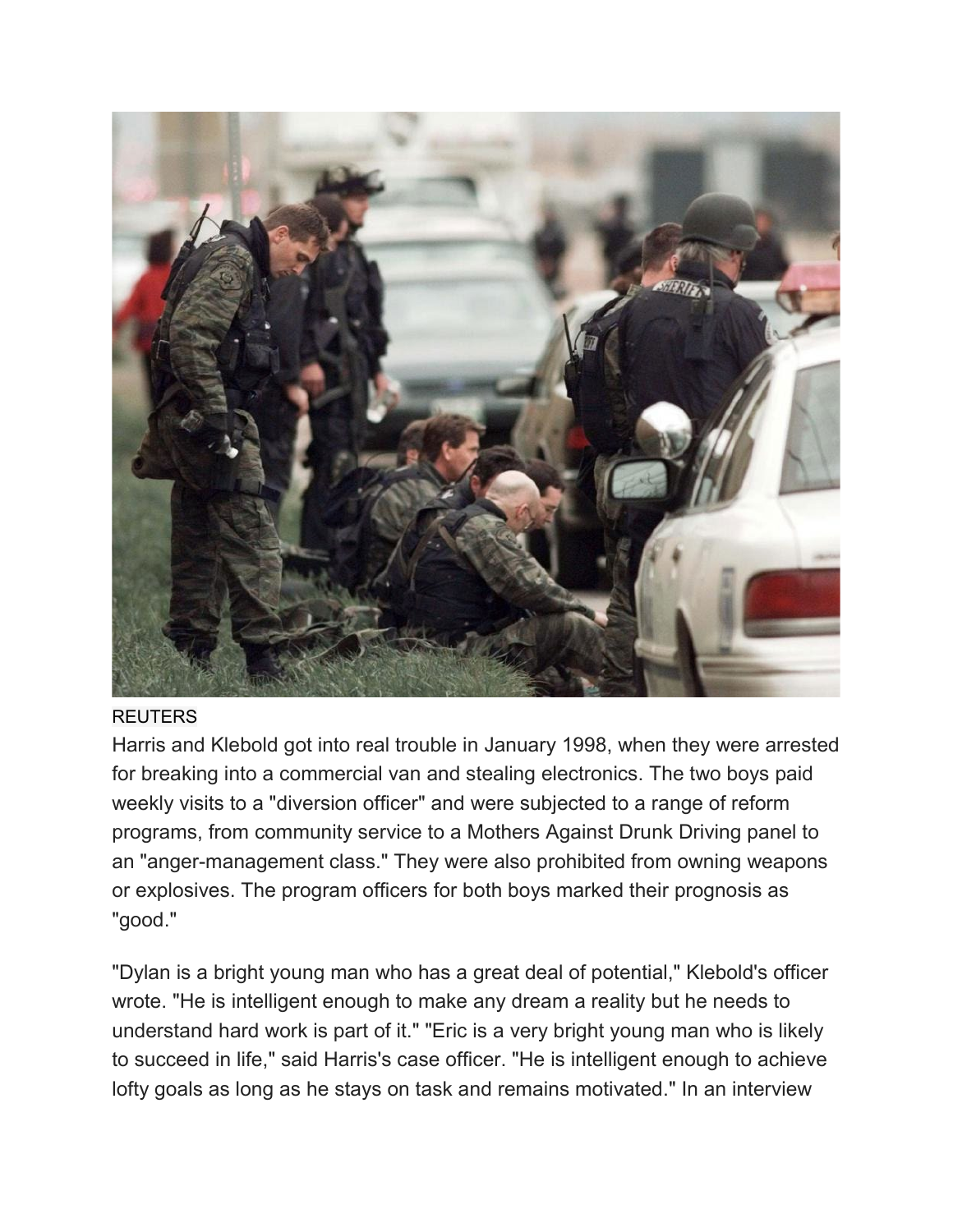REUTERS

Harris and Klebold got into real trouble in January 1998, when they were arrested for breaking into a commercial van and stealing electronics. The two boys paid weekly visits to a "diversion officer" and were subjected to a range of reform programs, from community service to a Mothers Against Drunk Driving panel to an "anger-management class." They were also prohibited from owning weapons or explosives. The program officers for both boys marked their prognosis as "good."

"Dylan is a bright young man who has a great deal of potential," Klebold's officer wrote. "He is intelligent enough to make any dream a reality but he needs to understand hard work is part of it." "Eric is a very bright young man who is likely to succeed in life," said Harris's case officer. "He is intelligent enough to achieve lofty goals as long as he stays on task and remains motivated." In an interview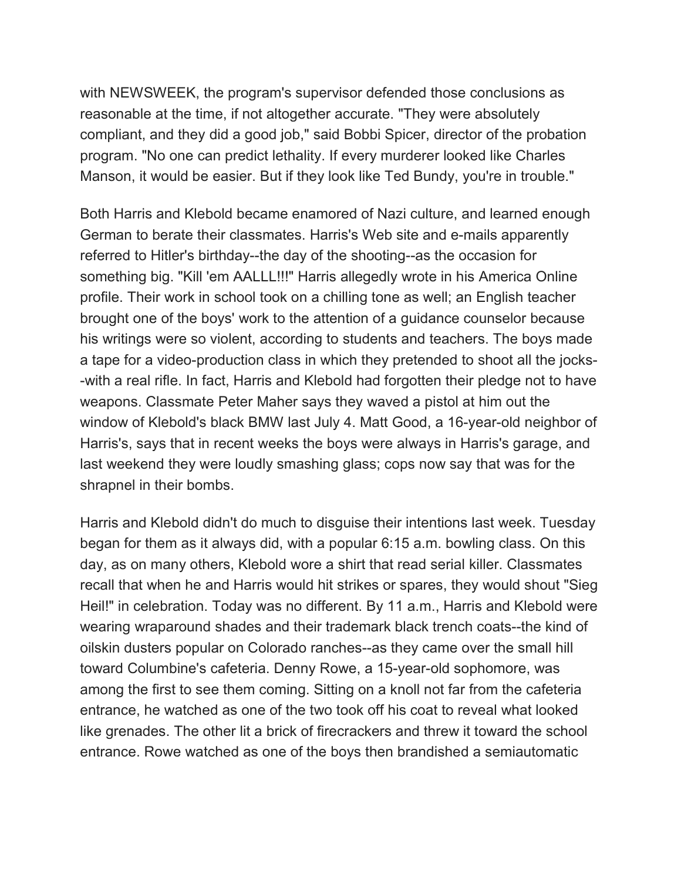with NEWSWEEK, the program's supervisor defended those conclusions as reasonable at the time, if not altogether accurate. "They were absolutely compliant, and they did a good job," said Bobbi Spicer, director of the probation program. "No one can predict lethality. If every murderer looked like Charles Manson, it would be easier. But if they look like Ted Bundy, you're in trouble."

Both Harris and Klebold became enamored of Nazi culture, and learned enough German to berate their classmates. Harris's Web site and e-mails apparently referred to Hitler's birthday--the day of the shooting--as the occasion for something big. "Kill 'em AALLL!!!" Harris allegedly wrote in his America Online profile. Their work in school took on a chilling tone as well; an English teacher brought one of the boys' work to the attention of a guidance counselor because his writings were so violent, according to students and teachers. The boys made a tape for a video-production class in which they pretended to shoot all the jocks--with a real rifle. In fact, Harris and Klebold had forgotten their pledge not to have weapons. Classmate Peter Maher says they waved a pistol at him out the window of Klebold's black BMW last July 4. Matt Good, a 16-year-old neighbor of Harris's, says that in recent weeks the boys were always in Harris's garage, and last weekend they were loudly smashing glass; cops now say that was for the shrapnel in their bombs.

Harris and Klebold didn't do much to disguise their intentions last week. Tuesday began for them as it always did, with a popular 6:15 a.m. bowling class. On this day, as on many others, Klebold wore a shirt that read serial killer. Classmates recall that when he and Harris would hit strikes or spares, they would shout "Sieg Heil!" in celebration. Today was no different. By 11 a.m., Harris and Klebold were wearing wraparound shades and their trademark black trench coats--the kind of oilskin dusters popular on Colorado ranches--as they came over the small hill toward Columbine's cafeteria. Denny Rowe, a 15-year-old sophomore, was among the first to see them coming. Sitting on a knoll not far from the cafeteria entrance, he watched as one of the two took off his coat to reveal what looked like grenades. The other lit a brick of firecrackers and threw it toward the school entrance. Rowe watched as one of the boys then brandished a semiautomatic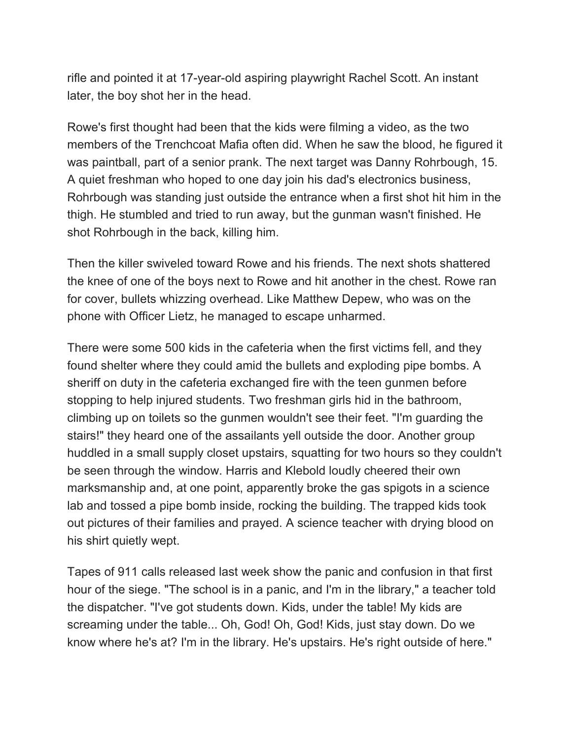rifle and pointed it at 17-year-old aspiring playwright Rachel Scott. An instant later, the boy shot her in the head.

Rowe's first thought had been that the kids were filming a video, as the two members of the Trenchcoat Mafia often did. When he saw the blood, he figured it was paintball, part of a senior prank. The next target was Danny Rohrbough, 15. A quiet freshman who hoped to one day join his dad's electronics business, Rohrbough was standing just outside the entrance when a first shot hit him in the thigh. He stumbled and tried to run away, but the gunman wasn't finished. He shot Rohrbough in the back, killing him.

Then the killer swiveled toward Rowe and his friends. The next shots shattered the knee of one of the boys next to Rowe and hit another in the chest. Rowe ran for cover, bullets whizzing overhead. Like Matthew Depew, who was on the phone with Officer Lietz, he managed to escape unharmed.

There were some 500 kids in the cafeteria when the first victims fell, and they found shelter where they could amid the bullets and exploding pipe bombs. A sheriff on duty in the cafeteria exchanged fire with the teen gunmen before stopping to help injured students. Two freshman girls hid in the bathroom, climbing up on toilets so the gunmen wouldn't see their feet. "I'm guarding the stairs!" they heard one of the assailants yell outside the door. Another group huddled in a small supply closet upstairs, squatting for two hours so they couldn't be seen through the window. Harris and Klebold loudly cheered their own marksmanship and, at one point, apparently broke the gas spigots in a science lab and tossed a pipe bomb inside, rocking the building. The trapped kids took out pictures of their families and prayed. A science teacher with drying blood on his shirt quietly wept.

Tapes of 911 calls released last week show the panic and confusion in that first hour of the siege. "The school is in a panic, and I'm in the library," a teacher told the dispatcher. "I've got students down. Kids, under the table! My kids are screaming under the table... Oh, God! Oh, God! Kids, just stay down. Do we know where he's at? I'm in the library. He's upstairs. He's right outside of here."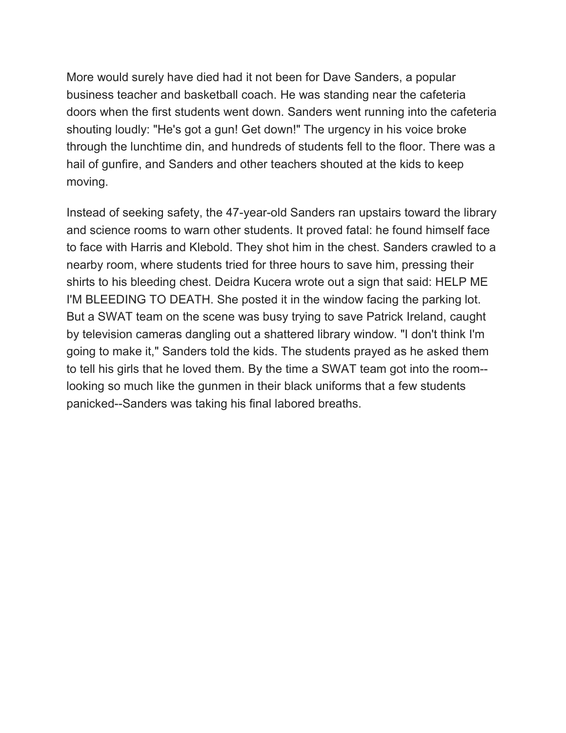More would surely have died had it not been for Dave Sanders, a popular business teacher and basketball coach. He was standing near the cafeteria doors when the first students went down. Sanders went running into the cafeteria shouting loudly: "He's got a gun! Get down!" The urgency in his voice broke through the lunchtime din, and hundreds of students fell to the floor. There was a hail of gunfire, and Sanders and other teachers shouted at the kids to keep moving.

Instead of seeking safety, the 47-year-old Sanders ran upstairs toward the library and science rooms to warn other students. It proved fatal: he found himself face to face with Harris and Klebold. They shot him in the chest. Sanders crawled to a nearby room, where students tried for three hours to save him, pressing their shirts to his bleeding chest. Deidra Kucera wrote out a sign that said: HELP ME I'M BLEEDING TO DEATH. She posted it in the window facing the parking lot. But a SWAT team on the scene was busy trying to save Patrick Ireland, caught by television cameras dangling out a shattered library window. "I don't think I'm going to make it," Sanders told the kids. The students prayed as he asked them to tell his girls that he loved them. By the time a SWAT team got into the room--looking so much like the gunmen in their black uniforms that a few students panicked--Sanders was taking his final labored breaths.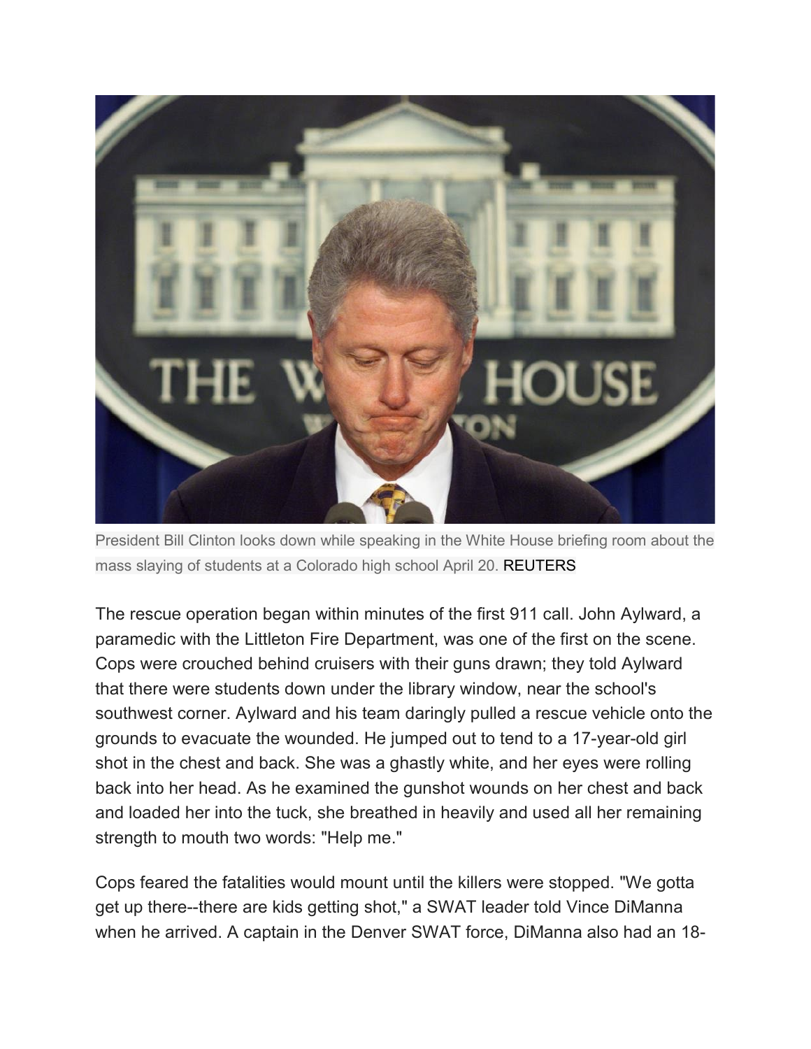President Bill Clinton looks down while speaking in the White House briefing room about the mass slaying of students at a Colorado high school April 20. REUTERS

The rescue operation began within minutes of the first 911 call. John Aylward, a paramedic with the Littleton Fire Department, was one of the first on the scene. Cops were crouched behind cruisers with their guns drawn; they told Aylward that there were students down under the library window, near the school's southwest corner. Aylward and his team daringly pulled a rescue vehicle onto the grounds to evacuate the wounded. He jumped out to tend to a 17-year-old girl shot in the chest and back. She was a ghastly white, and her eyes were rolling back into her head. As he examined the gunshot wounds on her chest and back and loaded her into the tuck, she breathed in heavily and used all her remaining strength to mouth two words: "Help me."

Cops feared the fatalities would mount until the killers were stopped. "We gotta get up there--there are kids getting shot," a SWAT leader told Vince DiManna when he arrived. A captain in the Denver SWAT force, DiManna also had an 18-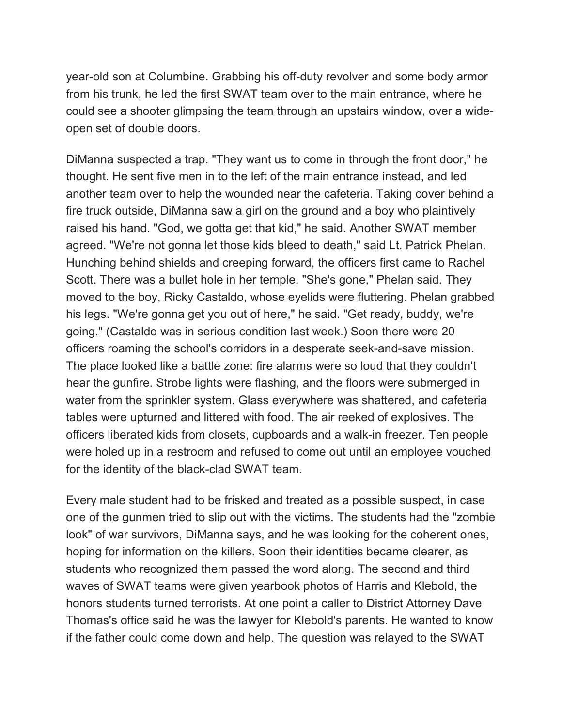year-old son at Columbine. Grabbing his off-duty revolver and some body armor from his trunk, he led the first SWAT team over to the main entrance, where he could see a shooter glimpsing the team through an upstairs window, over a wide-open set of double doors.

DiManna suspected a trap. "They want us to come in through the front door," he thought. He sent five men in to the left of the main entrance instead, and led another team over to help the wounded near the cafeteria. Taking cover behind a fire truck outside, DiManna saw a girl on the ground and a boy who plaintively raised his hand. "God, we gotta get that kid," he said. Another SWAT member agreed. "We're not gonna let those kids bleed to death," said Lt. Patrick Phelan. Hunching behind shields and creeping forward, the officers first came to Rachel Scott. There was a bullet hole in her temple. "She's gone," Phelan said. They moved to the boy, Ricky Castaldo, whose eyelids were fluttering. Phelan grabbed his legs. "We're gonna get you out of here," he said. "Get ready, buddy, we're going." (Castaldo was in serious condition last week.) Soon there were 20 officers roaming the school's corridors in a desperate seek-and-save mission. The place looked like a battle zone: fire alarms were so loud that they couldn't hear the gunfire. Strobe lights were flashing, and the floors were submerged in water from the sprinkler system. Glass everywhere was shattered, and cafeteria tables were upturned and littered with food. The air reeked of explosives. The officers liberated kids from closets, cupboards and a walk-in freezer. Ten people were holed up in a restroom and refused to come out until an employee vouched for the identity of the black-clad SWAT team.

Every male student had to be frisked and treated as a possible suspect, in case one of the gunmen tried to slip out with the victims. The students had the "zombie look" of war survivors, DiManna says, and he was looking for the coherent ones, hoping for information on the killers. Soon their identities became clearer, as students who recognized them passed the word along. The second and third waves of SWAT teams were given yearbook photos of Harris and Klebold, the honors students turned terrorists. At one point a caller to District Attorney Dave Thomas's office said he was the lawyer for Klebold's parents. He wanted to know if the father could come down and help. The question was relayed to the SWAT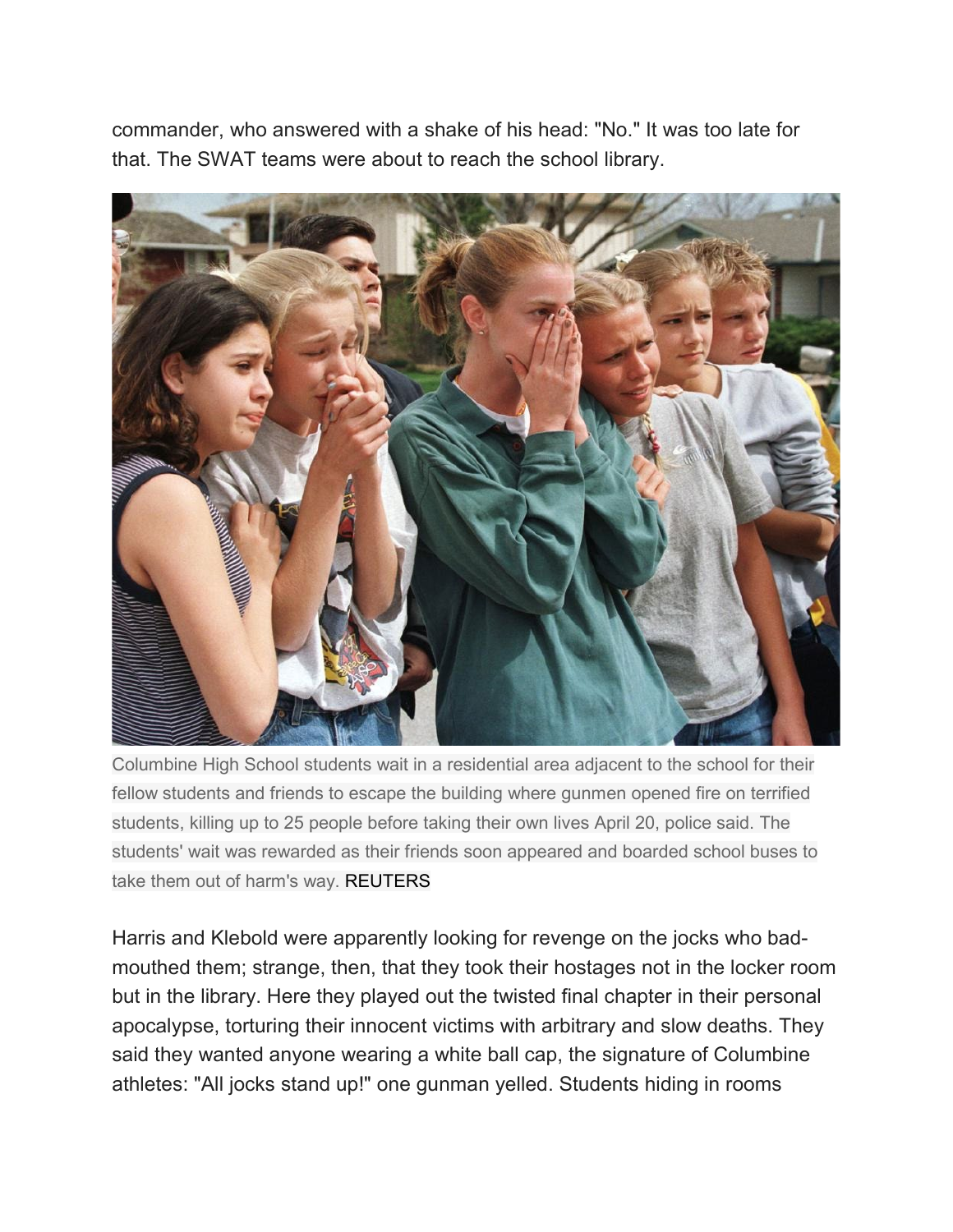commander, who answered with a shake of his head: "No." It was too late for that. The SWAT teams were about to reach the school library.

Columbine High School students wait in a residential area adjacent to the school for their fellow students and friends to escape the building where gunmen opened fire on terrified students, killing up to 25 people before taking their own lives April 20, police said. The students' wait was rewarded as their friends soon appeared and boarded school buses to take them out of harm's way. REUTERS

Harris and Klebold were apparently looking for revenge on the jocks who bad-mouthed them; strange, then, that they took their hostages not in the locker room but in the library. Here they played out the twisted final chapter in their personal apocalypse, torturing their innocent victims with arbitrary and slow deaths. They said they wanted anyone wearing a white ball cap, the signature of Columbine athletes: "All jocks stand up!" one gunman yelled. Students hiding in rooms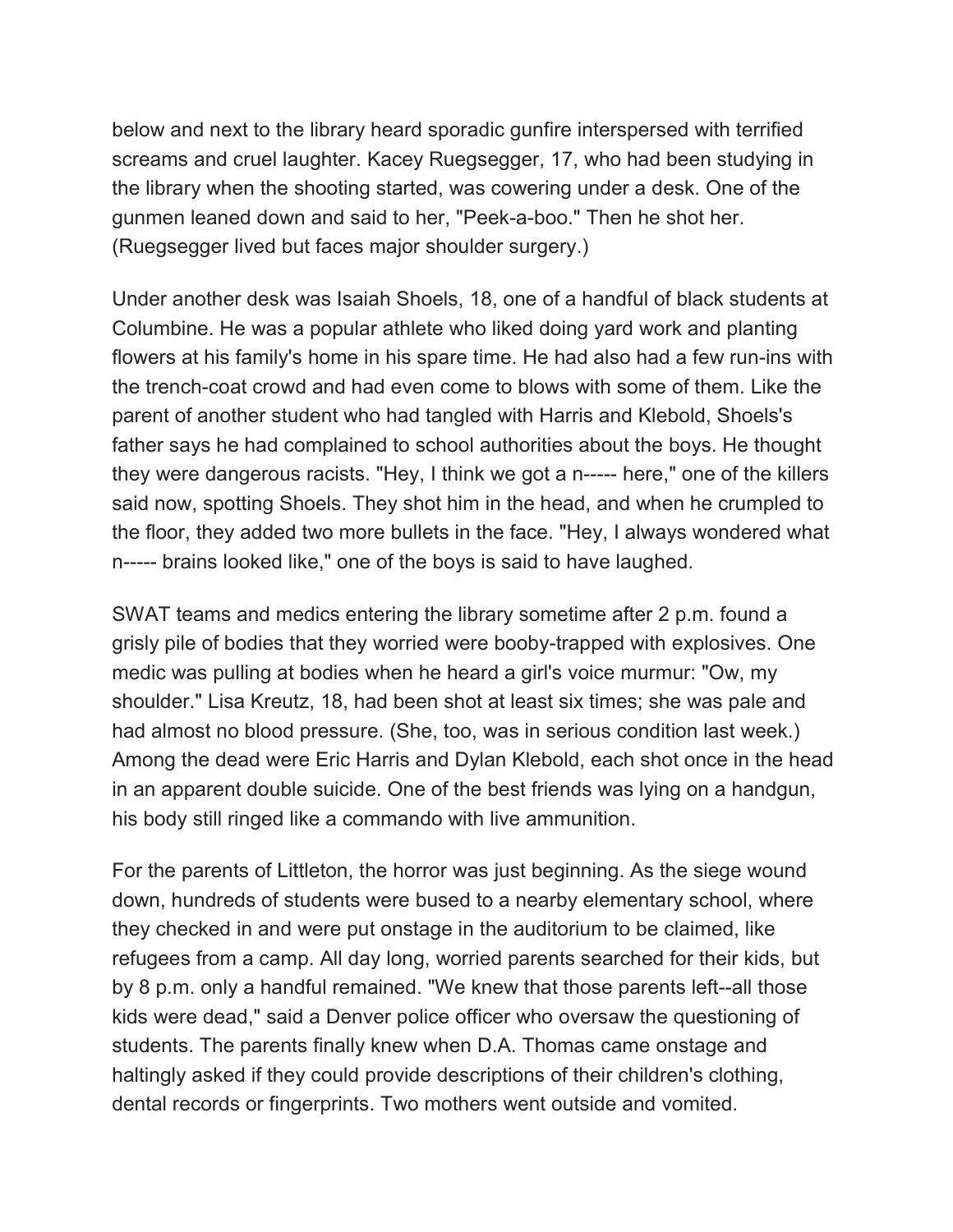below and next to the library heard sporadic gunfire interspersed with terrified screams and cruel laughter. Kacey Ruegsegger, 17, who had been studying in the library when the shooting started, was cowering under a desk. One of the gunmen leaned down and said to her, "Peek-a-boo." Then he shot her. (Ruegsegger lived but faces major shoulder surgery.)

Under another desk was Isaiah Shoels, 18, one of a handful of black students at Columbine. He was a popular athlete who liked doing yard work and planting flowers at his family's home in his spare time. He had also had a few run-ins with the trench-coat crowd and had even come to blows with some of them. Like the parent of another student who had tangled with Harris and Klebold, Shoels's father says he had complained to school authorities about the boys. He thought they were dangerous racists. "Hey, I think we got a n----- here," one of the killers said now, spotting Shoels. They shot him in the head, and when he crumpled to the floor, they added two more bullets in the face. "Hey, I always wondered what n----- brains looked like," one of the boys is said to have laughed.

SWAT teams and medics entering the library sometime after 2 p.m. found a grisly pile of bodies that they worried were booby-trapped with explosives. One medic was pulling at bodies when he heard a girl's voice murmur: "Ow, my shoulder." Lisa Kreutz, 18, had been shot at least six times; she was pale and had almost no blood pressure. (She, too, was in serious condition last week.) Among the dead were Eric Harris and Dylan Klebold, each shot once in the head in an apparent double suicide. One of the best friends was lying on a handgun, his body still ringed like a commando with live ammunition.

For the parents of Littleton, the horror was just beginning. As the siege wound down, hundreds of students were bused to a nearby elementary school, where they checked in and were put onstage in the auditorium to be claimed, like refugees from a camp. All day long, worried parents searched for their kids, but by 8 p.m. only a handful remained. "We knew that those parents left--all those kids were dead," said a Denver police officer who oversaw the questioning of students. The parents finally knew when D.A. Thomas came onstage and haltingly asked if they could provide descriptions of their children's clothing, dental records or fingerprints. Two mothers went outside and vomited.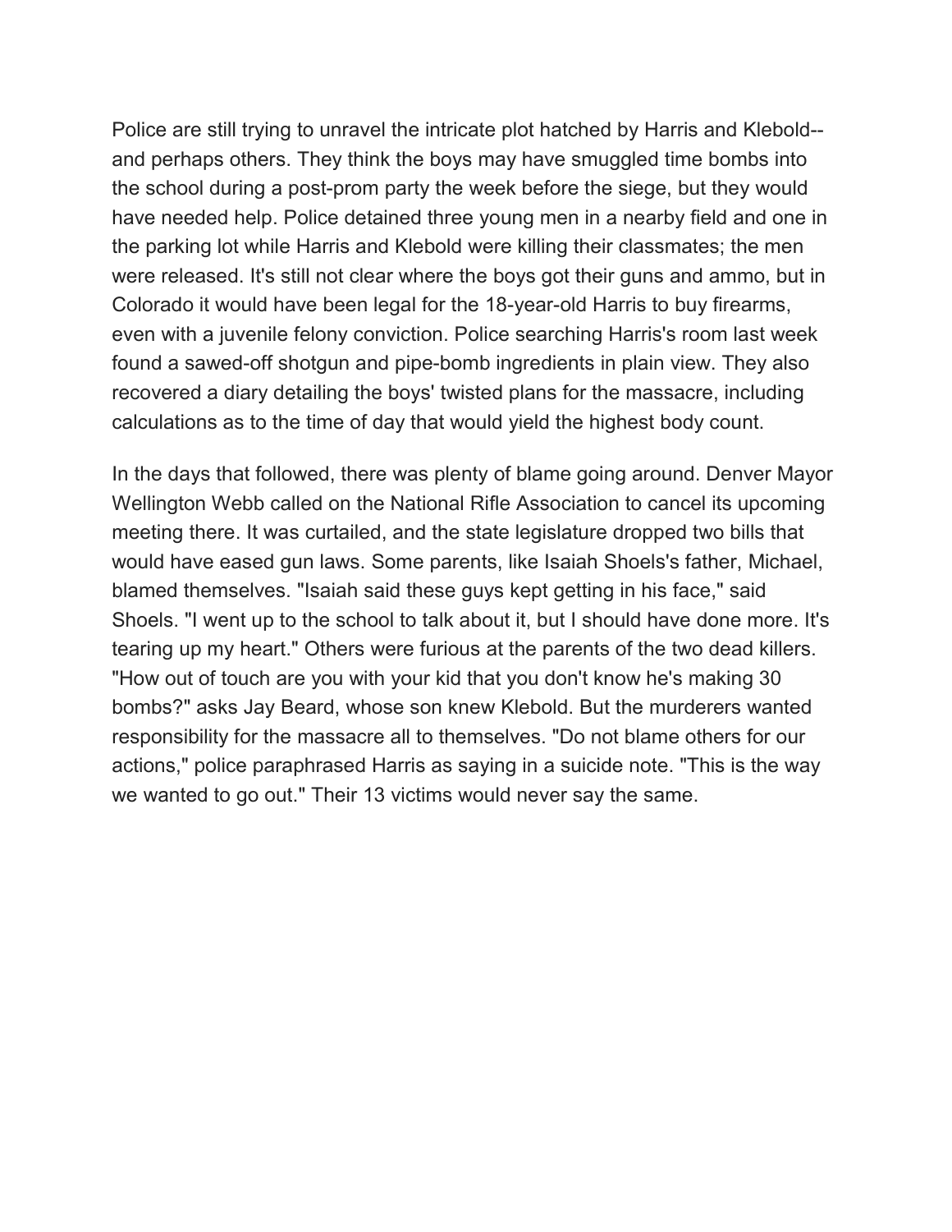Police are still trying to unravel the intricate plot hatched by Harris and Klebold--and perhaps others. They think the boys may have smuggled time bombs into the school during a post-prom party the week before the siege, but they would have needed help. Police detained three young men in a nearby field and one in the parking lot while Harris and Klebold were killing their classmates; the men were released. It's still not clear where the boys got their guns and ammo, but in Colorado it would have been legal for the 18-year-old Harris to buy firearms, even with a juvenile felony conviction. Police searching Harris's room last week found a sawed-off shotgun and pipe-bomb ingredients in plain view. They also recovered a diary detailing the boys' twisted plans for the massacre, including calculations as to the time of day that would yield the highest body count.

In the days that followed, there was plenty of blame going around. Denver Mayor Wellington Webb called on the National Rifle Association to cancel its upcoming meeting there. It was curtailed, and the state legislature dropped two bills that would have eased gun laws. Some parents, like Isaiah Shoels's father, Michael, blamed themselves. "Isaiah said these guys kept getting in his face," said Shoels. "I went up to the school to talk about it, but I should have done more. It's tearing up my heart." Others were furious at the parents of the two dead killers. "How out of touch are you with your kid that you don't know he's making 30 bombs?" asks Jay Beard, whose son knew Klebold. But the murderers wanted responsibility for the massacre all to themselves. "Do not blame others for our actions," police paraphrased Harris as saying in a suicide note. "This is the way we wanted to go out." Their 13 victims would never say the same.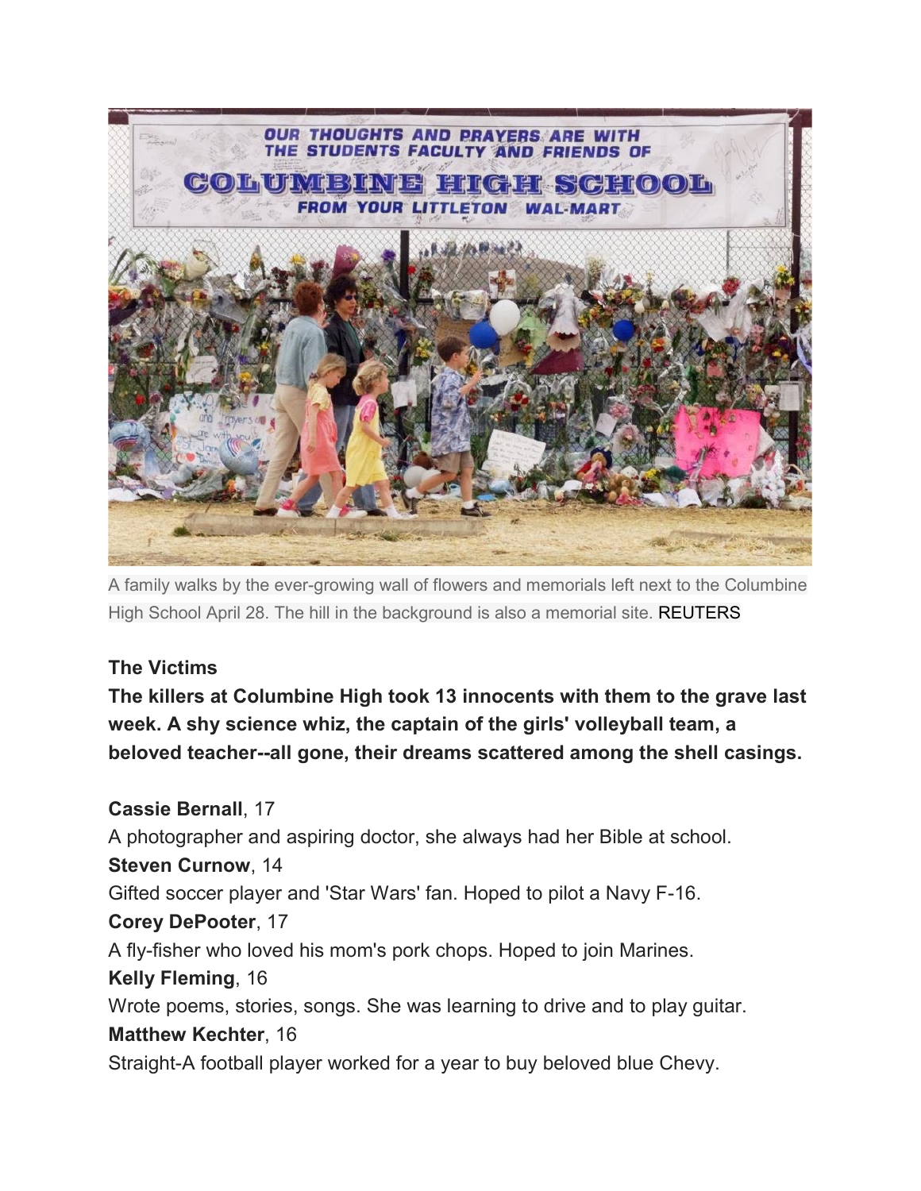A family walks by the ever-growing wall of flowers and memorials left next to the Columbine High School April 28. The hill in the background is also a memorial site. REUTERS

**The Victims**

**The killers at Columbine High took 13 innocents with them to the grave last week. A shy science whiz, the captain of the girls' volleyball team, a beloved teacher--all gone, their dreams scattered among the shell casings.**

**Cassie Bernall**, 17
A photographer and aspiring doctor, she always had her Bible at school.

**Steven Curnow**, 14
Gifted soccer player and 'Star Wars' fan. Hoped to pilot a Navy F-16.

**Corey DePooter**, 17
A fly-fisher who loved his mom's pork chops. Hoped to join Marines.

**Kelly Fleming**, 16
Wrote poems, stories, songs. She was learning to drive and to play guitar.

**Matthew Kechter**, 16
Straight-A football player worked for a year to buy beloved blue Chevy.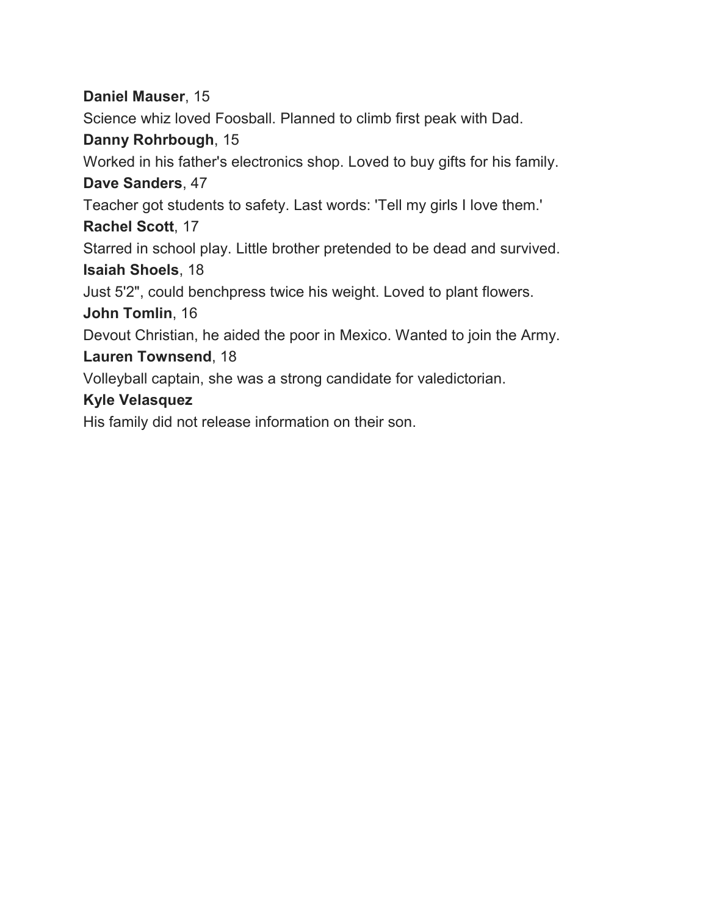**Daniel Mauser**, 15

Science whiz loved Foosball. Planned to climb first peak with Dad.

**Danny Rohrbough**, 15

Worked in his father's electronics shop. Loved to buy gifts for his family.

**Dave Sanders**, 47

Teacher got students to safety. Last words: 'Tell my girls I love them.'

**Rachel Scott**, 17

Starred in school play. Little brother pretended to be dead and survived.

**Isaiah Shoels**, 18

Just 5'2", could benchpress twice his weight. Loved to plant flowers.

**John Tomlin**, 16

Devout Christian, he aided the poor in Mexico. Wanted to join the Army.

**Lauren Townsend**, 18

Volleyball captain, she was a strong candidate for valedictorian.

**Kyle Velasquez**

His family did not release information on their son.